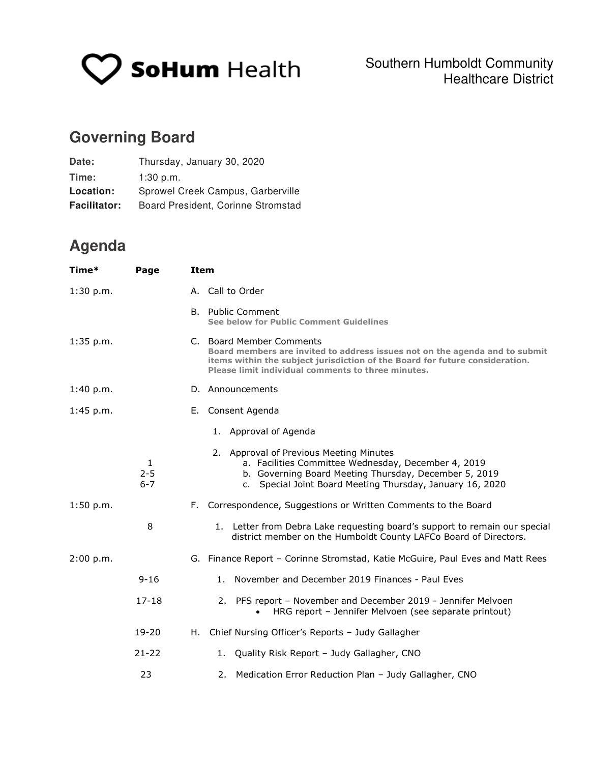SoHum Health

Southern Humboldt Community Healthcare District

## Governing Board

**Date:** Thursday, January 30, 2020
**Time:** 1:30 p.m.
**Location:** Sprowel Creek Campus, Garberville
**Facilitator:** Board President, Corinne Stromstad

## Agenda

| Time* | Page | Item |
|---|---|---|
| 1:30 p.m. | | A. Call to Order |
| | | B. Public Comment<br>**See below for Public Comment Guidelines** |
| 1:35 p.m. | | C. Board Member Comments<br>**Board members are invited to address issues not on the agenda and to submit items within the subject jurisdiction of the Board for future consideration. Please limit individual comments to three minutes.** |
| 1:40 p.m. | | D. Announcements |
| 1:45 p.m. | | E. Consent Agenda |
| | | 1. Approval of Agenda |
| | | 2. Approval of Previous Meeting Minutes |
| | 1 | a. Facilities Committee Wednesday, December 4, 2019 |
| | 2-5 | b. Governing Board Meeting Thursday, December 5, 2019 |
| | 6-7 | c. Special Joint Board Meeting Thursday, January 16, 2020 |
| 1:50 p.m. | | F. Correspondence, Suggestions or Written Comments to the Board |
| | 8 | 1. Letter from Debra Lake requesting board's support to remain our special district member on the Humboldt County LAFCo Board of Directors. |
| 2:00 p.m. | | G. Finance Report – Corinne Stromstad, Katie McGuire, Paul Eves and Matt Rees |
| | 9-16 | 1. November and December 2019 Finances - Paul Eves |
| | 17-18 | 2. PFS report – November and December 2019 - Jennifer Melvoen<br>• HRG report – Jennifer Melvoen (see separate printout) |
| | 19-20 | H. Chief Nursing Officer's Reports – Judy Gallagher |
| | 21-22 | 1. Quality Risk Report – Judy Gallagher, CNO |
| | 23 | 2. Medication Error Reduction Plan – Judy Gallagher, CNO |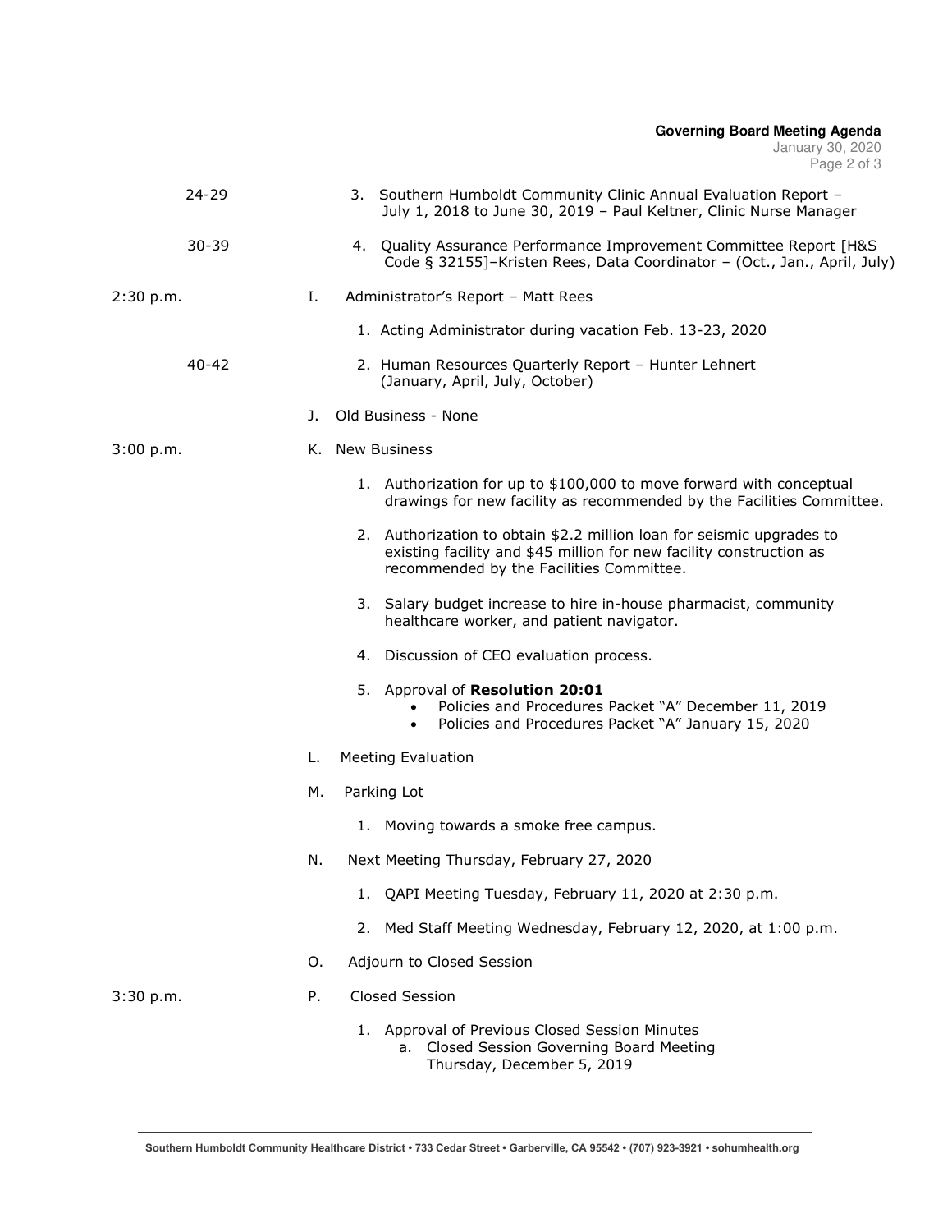| | | |
|---|---|---|
| 24-29 | | 3. Southern Humboldt Community Clinic Annual Evaluation Report – July 1, 2018 to June 30, 2019 – Paul Keltner, Clinic Nurse Manager |
| 30-39 | | 4. Quality Assurance Performance Improvement Committee Report [H&S Code § 32155]–Kristen Rees, Data Coordinator – (Oct., Jan., April, July) |
| 2:30 p.m. | I. | Administrator's Report – Matt Rees |
| | | 1. Acting Administrator during vacation Feb. 13-23, 2020 |
| 40-42 | | 2. Human Resources Quarterly Report – Hunter Lehnert (January, April, July, October) |
| | J. | Old Business - None |
| 3:00 p.m. | K. | New Business |
| | | 1. Authorization for up to $100,000 to move forward with conceptual drawings for new facility as recommended by the Facilities Committee. |
| | | 2. Authorization to obtain $2.2 million loan for seismic upgrades to existing facility and $45 million for new facility construction as recommended by the Facilities Committee. |
| | | 3. Salary budget increase to hire in-house pharmacist, community healthcare worker, and patient navigator. |
| | | 4. Discussion of CEO evaluation process. |
| | | 5. Approval of **Resolution 20:01**<br>• Policies and Procedures Packet "A" December 11, 2019<br>• Policies and Procedures Packet "A" January 15, 2020 |
| | L. | Meeting Evaluation |
| | M. | Parking Lot |
| | | 1. Moving towards a smoke free campus. |
| | N. | Next Meeting Thursday, February 27, 2020 |
| | | 1. QAPI Meeting Tuesday, February 11, 2020 at 2:30 p.m. |
| | | 2. Med Staff Meeting Wednesday, February 12, 2020, at 1:00 p.m. |
| | O. | Adjourn to Closed Session |
| 3:30 p.m. | P. | Closed Session |
| | | 1. Approval of Previous Closed Session Minutes<br>a. Closed Session Governing Board Meeting Thursday, December 5, 2019 |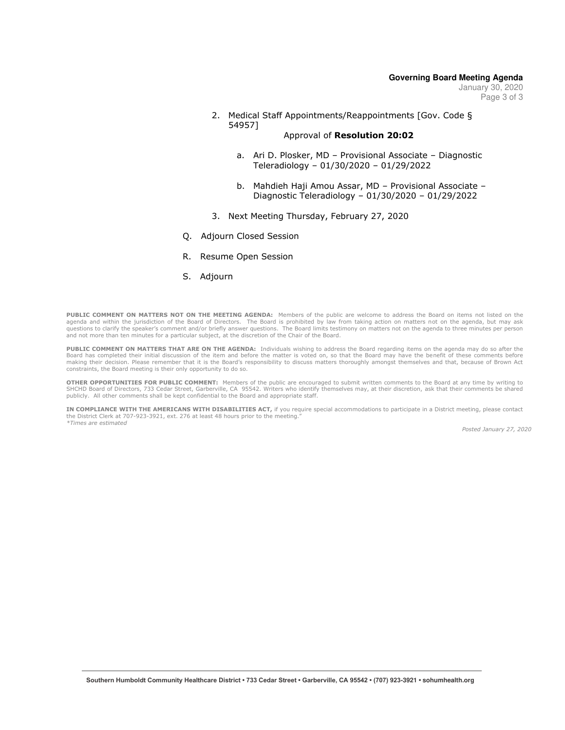2. Medical Staff Appointments/Reappointments [Gov. Code § 54957]

   Approval of **Resolution 20:02**

   a. Ari D. Plosker, MD – Provisional Associate – Diagnostic Teleradiology – 01/30/2020 – 01/29/2022

   b. Mahdieh Haji Amou Assar, MD – Provisional Associate – Diagnostic Teleradiology – 01/30/2020 – 01/29/2022

3. Next Meeting Thursday, February 27, 2020

Q. Adjourn Closed Session

R. Resume Open Session

S. Adjourn

**PUBLIC COMMENT ON MATTERS NOT ON THE MEETING AGENDA:** Members of the public are welcome to address the Board on items not listed on the agenda and within the jurisdiction of the Board of Directors. The Board is prohibited by law from taking action on matters not on the agenda, but may ask questions to clarify the speaker's comment and/or briefly answer questions. The Board limits testimony on matters not on the agenda to three minutes per person and not more than ten minutes for a particular subject, at the discretion of the Chair of the Board.

**PUBLIC COMMENT ON MATTERS THAT ARE ON THE AGENDA:** Individuals wishing to address the Board regarding items on the agenda may do so after the Board has completed their initial discussion of the item and before the matter is voted on, so that the Board may have the benefit of these comments before making their decision. Please remember that it is the Board's responsibility to discuss matters thoroughly amongst themselves and that, because of Brown Act constraints, the Board meeting is their only opportunity to do so.

**OTHER OPPORTUNITIES FOR PUBLIC COMMENT:** Members of the public are encouraged to submit written comments to the Board at any time by writing to SHCHD Board of Directors, 733 Cedar Street, Garberville, CA 95542. Writers who identify themselves may, at their discretion, ask that their comments be shared publicly. All other comments shall be kept confidential to the Board and appropriate staff.

**IN COMPLIANCE WITH THE AMERICANS WITH DISABILITIES ACT,** if you require special accommodations to participate in a District meeting, please contact the District Clerk at 707-923-3921, ext. 276 at least 48 hours prior to the meeting."
*\*Times are estimated*

*Posted January 27, 2020*

Southern Humboldt Community Healthcare District • 733 Cedar Street • Garberville, CA 95542 • (707) 923-3921 • sohumhealth.org